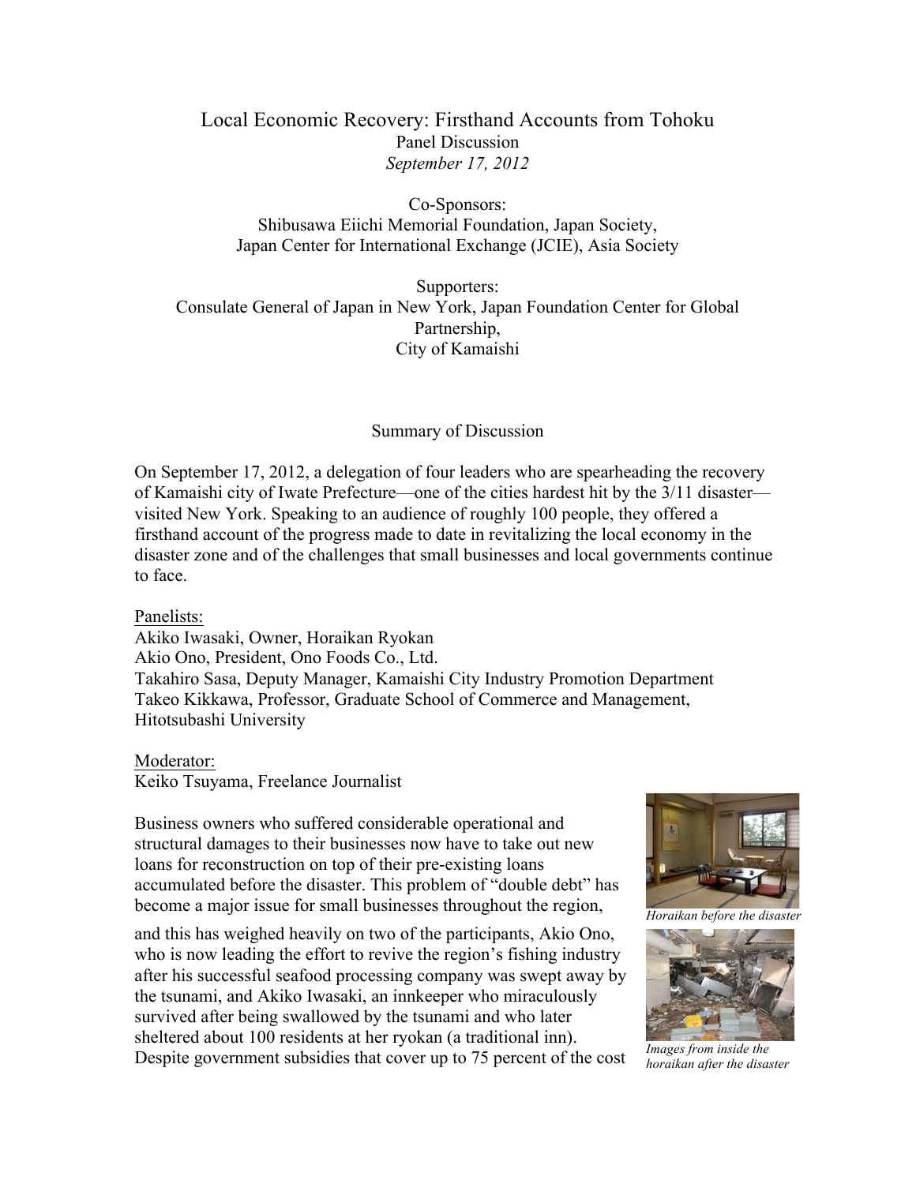# Local Economic Recovery: Firsthand Accounts from Tohoku

Panel Discussion

*September 17, 2012*

Co-Sponsors:
Shibusawa Eiichi Memorial Foundation, Japan Society,
Japan Center for International Exchange (JCIE), Asia Society

Supporters:
Consulate General of Japan in New York, Japan Foundation Center for Global Partnership,
City of Kamaishi

## Summary of Discussion

On September 17, 2012, a delegation of four leaders who are spearheading the recovery of Kamaishi city of Iwate Prefecture—one of the cities hardest hit by the 3/11 disaster—visited New York. Speaking to an audience of roughly 100 people, they offered a firsthand account of the progress made to date in revitalizing the local economy in the disaster zone and of the challenges that small businesses and local governments continue to face.

Panelists:
Akiko Iwasaki, Owner, Horaikan Ryokan
Akio Ono, President, Ono Foods Co., Ltd.
Takahiro Sasa, Deputy Manager, Kamaishi City Industry Promotion Department
Takeo Kikkawa, Professor, Graduate School of Commerce and Management, Hitotsubashi University

Moderator:
Keiko Tsuyama, Freelance Journalist

Business owners who suffered considerable operational and structural damages to their businesses now have to take out new loans for reconstruction on top of their pre-existing loans accumulated before the disaster. This problem of "double debt" has become a major issue for small businesses throughout the region, and this has weighed heavily on two of the participants, Akio Ono, who is now leading the effort to revive the region's fishing industry after his successful seafood processing company was swept away by the tsunami, and Akiko Iwasaki, an innkeeper who miraculously survived after being swallowed by the tsunami and who later sheltered about 100 residents at her ryokan (a traditional inn). Despite government subsidies that cover up to 75 percent of the cost

*Horaikan before the disaster*

*Images from inside the horaikan after the disaster*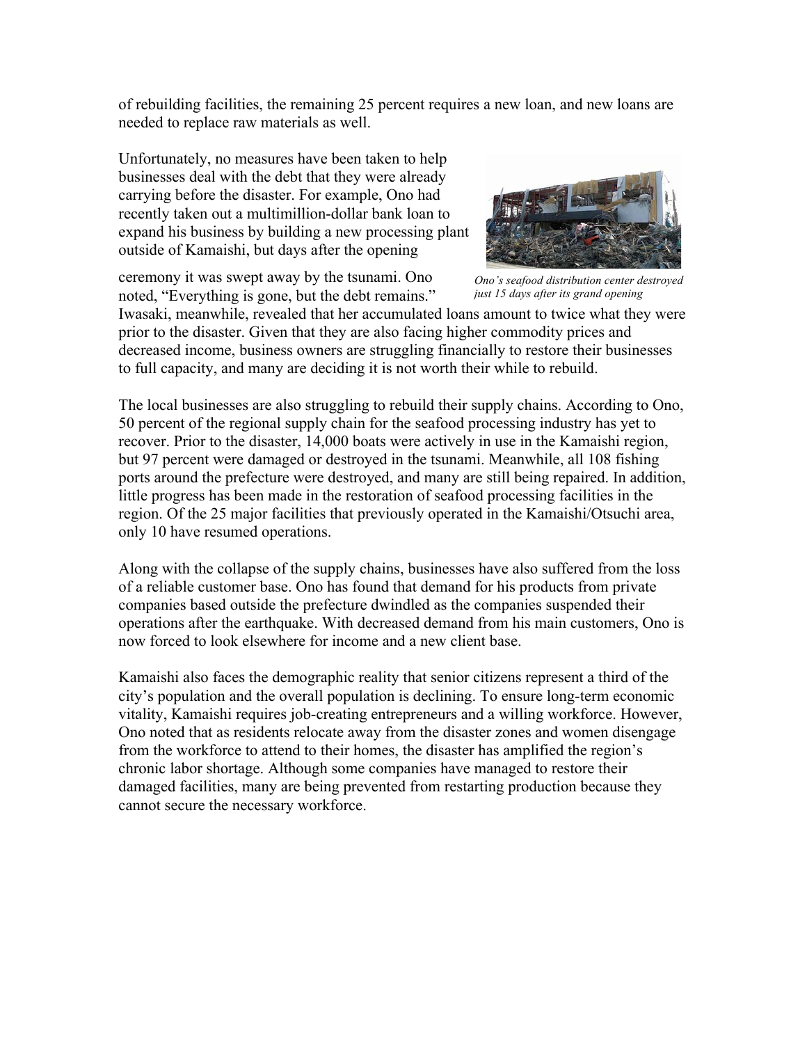of rebuilding facilities, the remaining 25 percent requires a new loan, and new loans are needed to replace raw materials as well.

Unfortunately, no measures have been taken to help businesses deal with the debt that they were already carrying before the disaster. For example, Ono had recently taken out a multimillion-dollar bank loan to expand his business by building a new processing plant outside of Kamaishi, but days after the opening ceremony it was swept away by the tsunami. Ono noted, "Everything is gone, but the debt remains." Iwasaki, meanwhile, revealed that her accumulated loans amount to twice what they were prior to the disaster. Given that they are also facing higher commodity prices and decreased income, business owners are struggling financially to restore their businesses to full capacity, and many are deciding it is not worth their while to rebuild.

*Ono's seafood distribution center destroyed just 15 days after its grand opening*

The local businesses are also struggling to rebuild their supply chains. According to Ono, 50 percent of the regional supply chain for the seafood processing industry has yet to recover. Prior to the disaster, 14,000 boats were actively in use in the Kamaishi region, but 97 percent were damaged or destroyed in the tsunami. Meanwhile, all 108 fishing ports around the prefecture were destroyed, and many are still being repaired. In addition, little progress has been made in the restoration of seafood processing facilities in the region. Of the 25 major facilities that previously operated in the Kamaishi/Otsuchi area, only 10 have resumed operations.

Along with the collapse of the supply chains, businesses have also suffered from the loss of a reliable customer base. Ono has found that demand for his products from private companies based outside the prefecture dwindled as the companies suspended their operations after the earthquake. With decreased demand from his main customers, Ono is now forced to look elsewhere for income and a new client base.

Kamaishi also faces the demographic reality that senior citizens represent a third of the city's population and the overall population is declining. To ensure long-term economic vitality, Kamaishi requires job-creating entrepreneurs and a willing workforce. However, Ono noted that as residents relocate away from the disaster zones and women disengage from the workforce to attend to their homes, the disaster has amplified the region's chronic labor shortage. Although some companies have managed to restore their damaged facilities, many are being prevented from restarting production because they cannot secure the necessary workforce.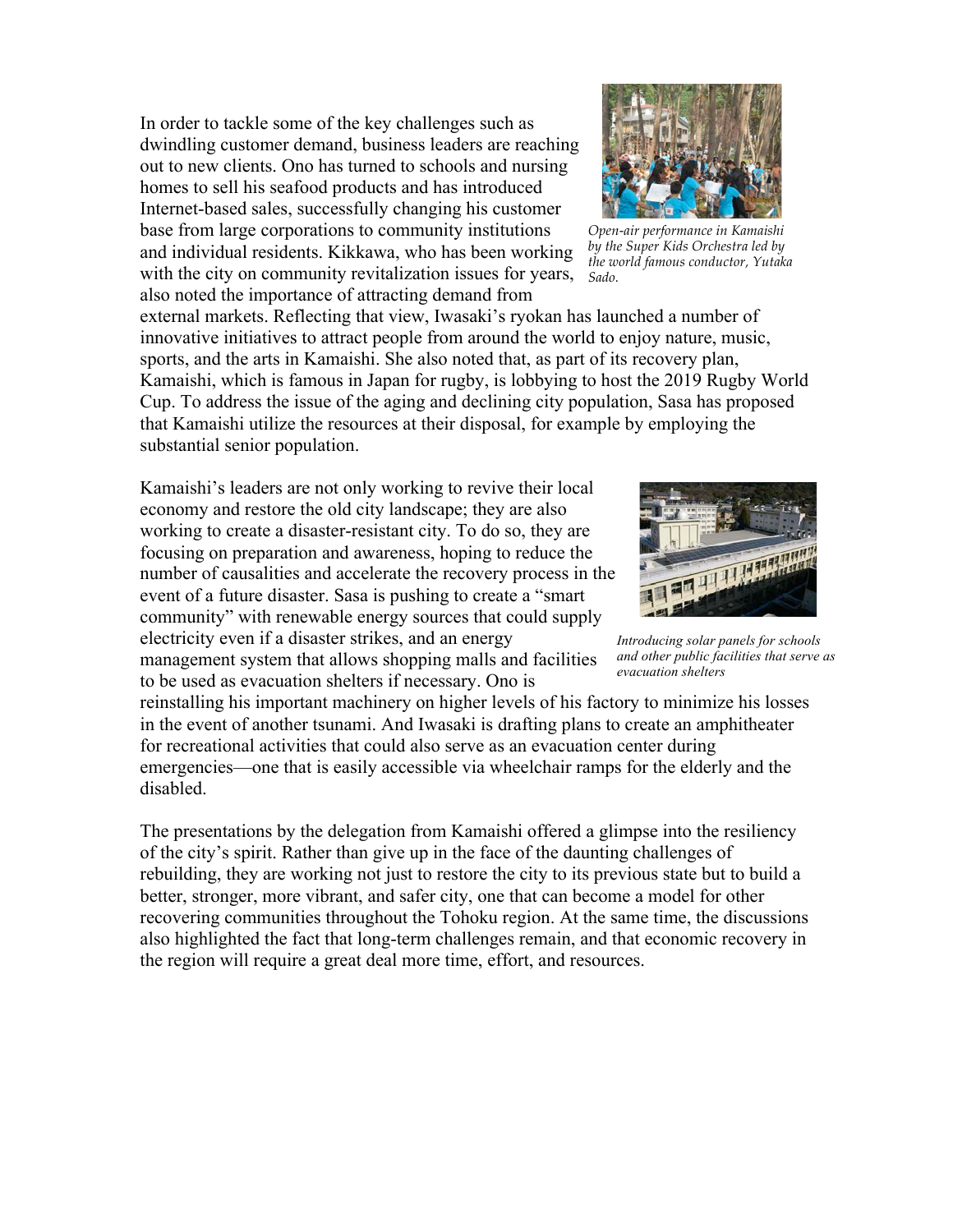In order to tackle some of the key challenges such as dwindling customer demand, business leaders are reaching out to new clients. Ono has turned to schools and nursing homes to sell his seafood products and has introduced Internet-based sales, successfully changing his customer base from large corporations to community institutions and individual residents. Kikkawa, who has been working with the city on community revitalization issues for years, also noted the importance of attracting demand from external markets. Reflecting that view, Iwasaki's ryokan has launched a number of innovative initiatives to attract people from around the world to enjoy nature, music, sports, and the arts in Kamaishi. She also noted that, as part of its recovery plan, Kamaishi, which is famous in Japan for rugby, is lobbying to host the 2019 Rugby World Cup. To address the issue of the aging and declining city population, Sasa has proposed that Kamaishi utilize the resources at their disposal, for example by employing the substantial senior population.

*Open-air performance in Kamaishi by the Super Kids Orchestra led by the world famous conductor, Yutaka Sado.*

Kamaishi's leaders are not only working to revive their local economy and restore the old city landscape; they are also working to create a disaster-resistant city. To do so, they are focusing on preparation and awareness, hoping to reduce the number of causalities and accelerate the recovery process in the event of a future disaster. Sasa is pushing to create a "smart community" with renewable energy sources that could supply electricity even if a disaster strikes, and an energy management system that allows shopping malls and facilities to be used as evacuation shelters if necessary. Ono is reinstalling his important machinery on higher levels of his factory to minimize his losses in the event of another tsunami. And Iwasaki is drafting plans to create an amphitheater for recreational activities that could also serve as an evacuation center during emergencies—one that is easily accessible via wheelchair ramps for the elderly and the disabled.

*Introducing solar panels for schools and other public facilities that serve as evacuation shelters*

The presentations by the delegation from Kamaishi offered a glimpse into the resiliency of the city's spirit. Rather than give up in the face of the daunting challenges of rebuilding, they are working not just to restore the city to its previous state but to build a better, stronger, more vibrant, and safer city, one that can become a model for other recovering communities throughout the Tohoku region. At the same time, the discussions also highlighted the fact that long-term challenges remain, and that economic recovery in the region will require a great deal more time, effort, and resources.